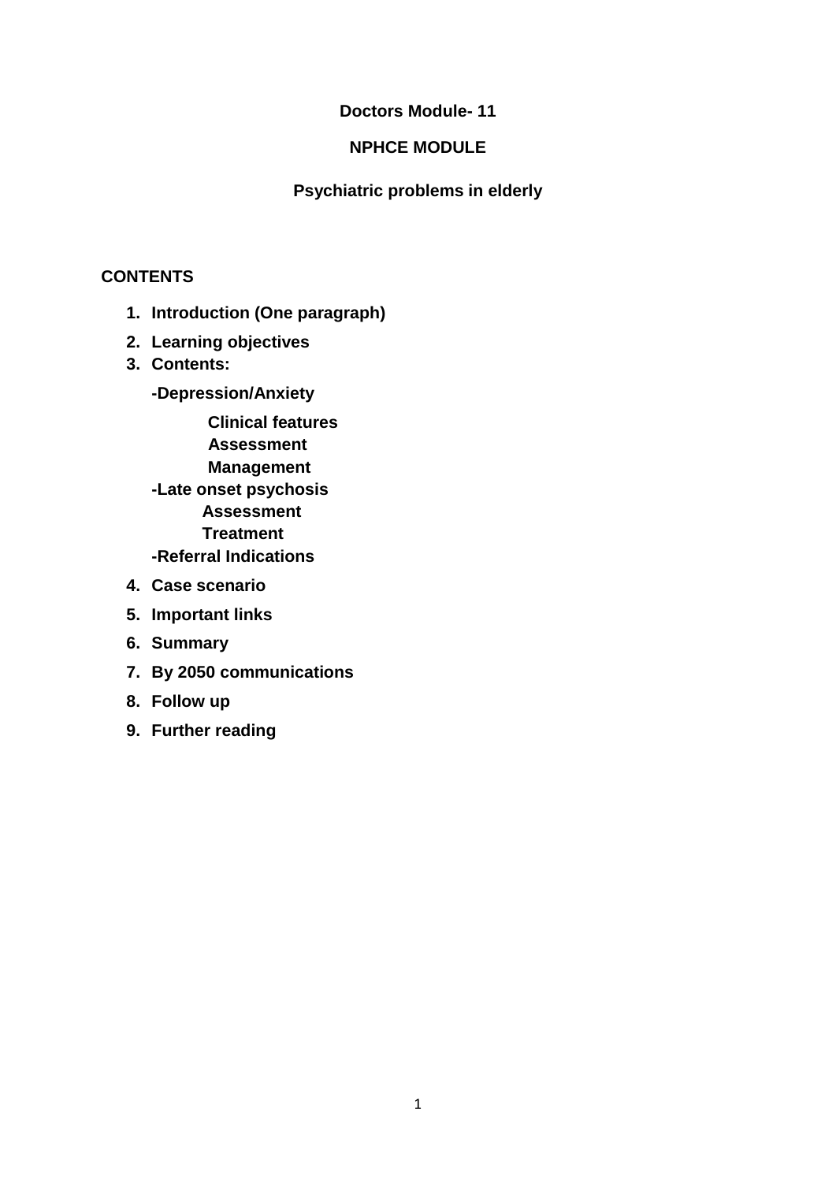**Doctors Module- 11**

**NPHCE MODULE**

# Psychiatric problems in elderly

## CONTENTS

1. **Introduction (One paragraph)**
2. **Learning objectives**
3. **Contents:**

   **-Depression/Anxiety**

   - **Clinical features**
   - **Assessment**
   - **Management**

   **-Late onset psychosis**

   - **Assessment**
   - **Treatment**

   **-Referral Indications**
4. **Case scenario**
5. **Important links**
6. **Summary**
7. **By 2050 communications**
8. **Follow up**
9. **Further reading**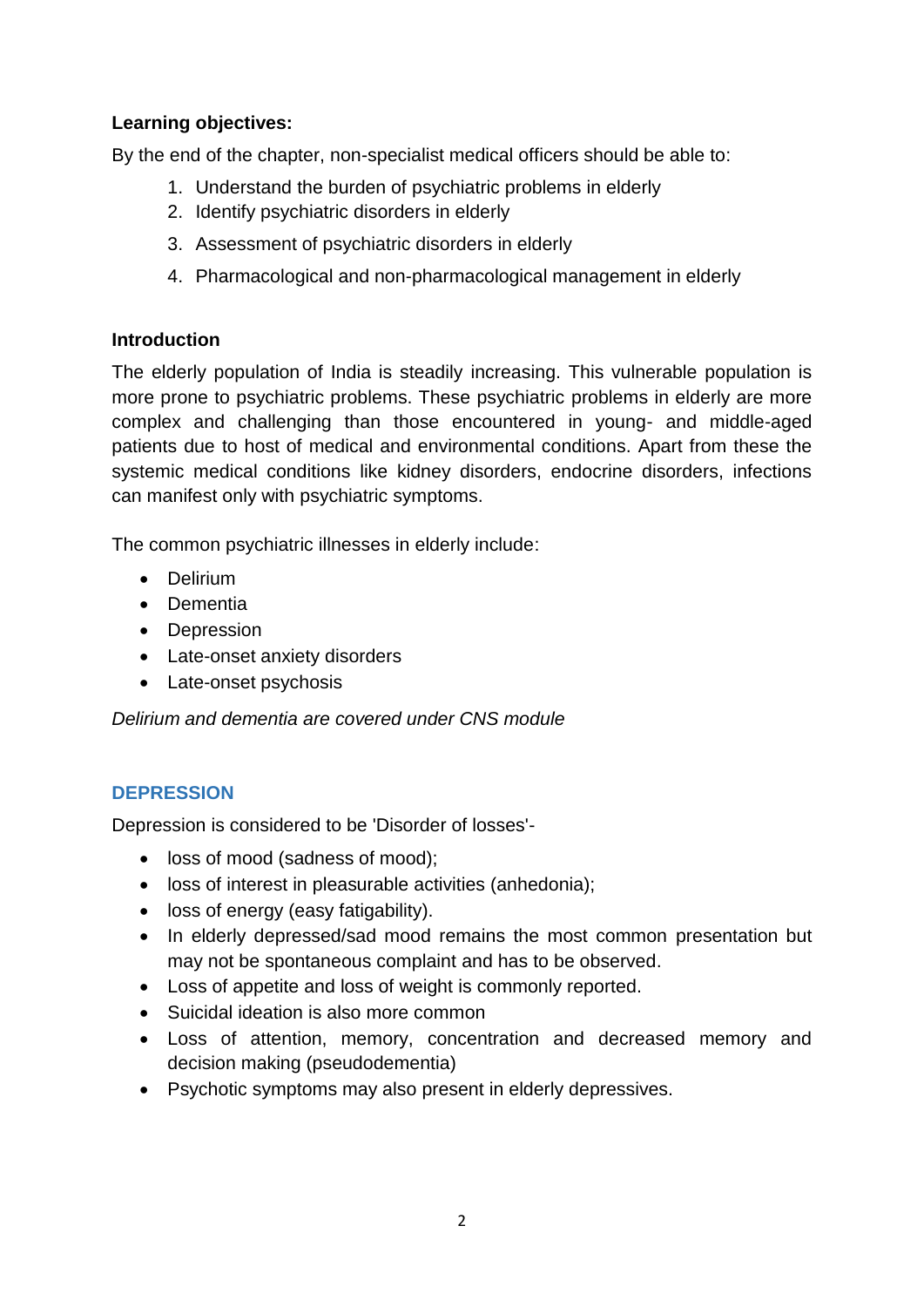**Learning objectives:**

By the end of the chapter, non-specialist medical officers should be able to:

1. Understand the burden of psychiatric problems in elderly
2. Identify psychiatric disorders in elderly
3. Assessment of psychiatric disorders in elderly
4. Pharmacological and non-pharmacological management in elderly

**Introduction**

The elderly population of India is steadily increasing. This vulnerable population is more prone to psychiatric problems. These psychiatric problems in elderly are more complex and challenging than those encountered in young- and middle-aged patients due to host of medical and environmental conditions. Apart from these the systemic medical conditions like kidney disorders, endocrine disorders, infections can manifest only with psychiatric symptoms.

The common psychiatric illnesses in elderly include:

- Delirium
- Dementia
- Depression
- Late-onset anxiety disorders
- Late-onset psychosis

*Delirium and dementia are covered under CNS module*

## DEPRESSION

Depression is considered to be 'Disorder of losses'-

- loss of mood (sadness of mood);
- loss of interest in pleasurable activities (anhedonia);
- loss of energy (easy fatigability).
- In elderly depressed/sad mood remains the most common presentation but may not be spontaneous complaint and has to be observed.
- Loss of appetite and loss of weight is commonly reported.
- Suicidal ideation is also more common
- Loss of attention, memory, concentration and decreased memory and decision making (pseudodementia)
- Psychotic symptoms may also present in elderly depressives.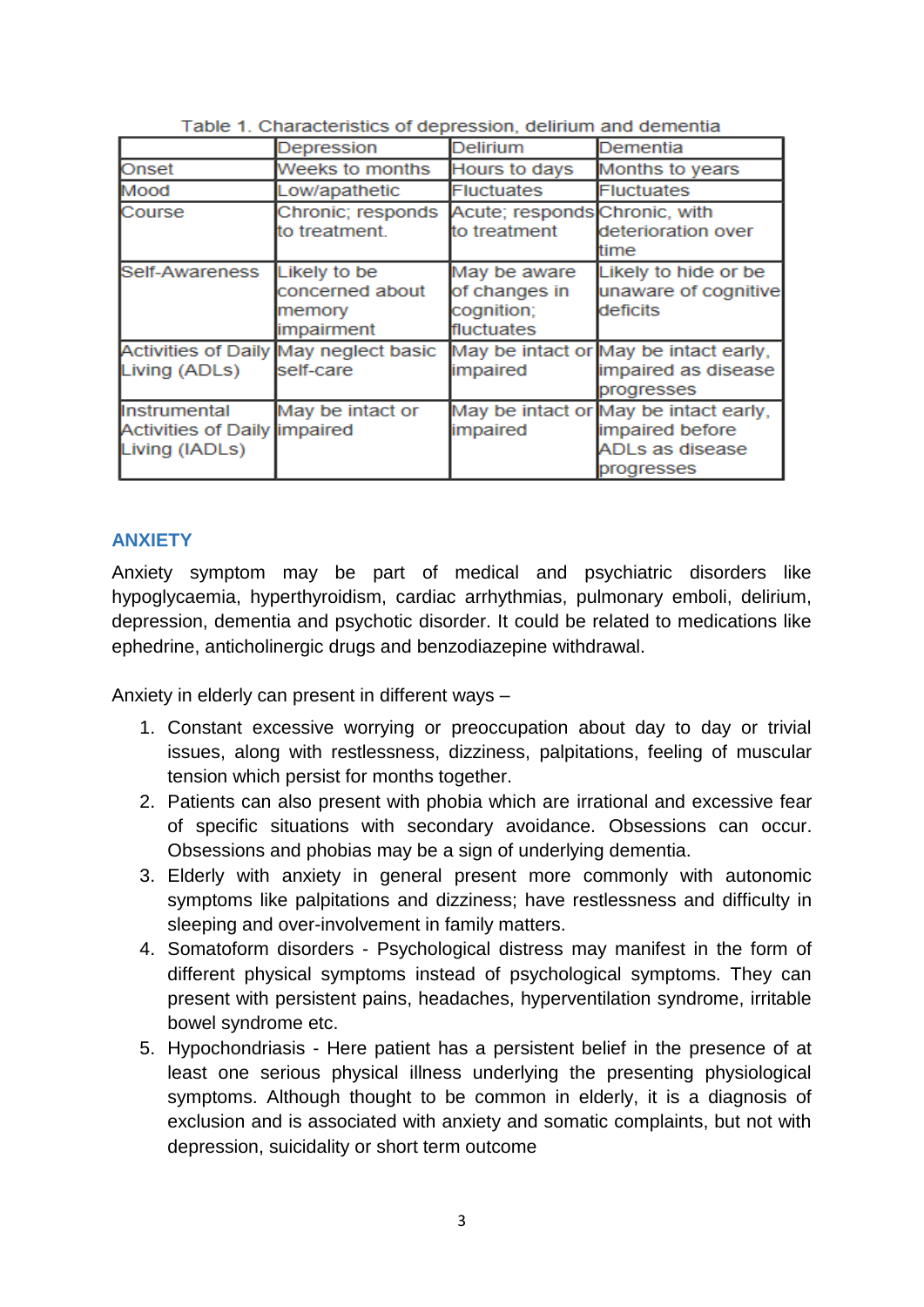Table 1. Characteristics of depression, delirium and dementia

| | Depression | Delirium | Dementia |
|---|---|---|---|
| Onset | Weeks to months | Hours to days | Months to years |
| Mood | Low/apathetic | Fluctuates | Fluctuates |
| Course | Chronic; responds to treatment. | Acute; responds to treatment | Chronic, with deterioration over time |
| Self-Awareness | Likely to be concerned about memory impairment | May be aware of changes in cognition; fluctuates | Likely to hide or be unaware of cognitive deficits |
| Activities of Daily Living (ADLs) | May neglect basic self-care | May be intact or impaired | May be intact early, impaired as disease progresses |
| Instrumental Activities of Daily Living (IADLs) | May be intact or impaired | May be intact or impaired | May be intact early, impaired before ADLs as disease progresses |

## ANXIETY

Anxiety symptom may be part of medical and psychiatric disorders like hypoglycaemia, hyperthyroidism, cardiac arrhythmias, pulmonary emboli, delirium, depression, dementia and psychotic disorder. It could be related to medications like ephedrine, anticholinergic drugs and benzodiazepine withdrawal.

Anxiety in elderly can present in different ways –

1. Constant excessive worrying or preoccupation about day to day or trivial issues, along with restlessness, dizziness, palpitations, feeling of muscular tension which persist for months together.
2. Patients can also present with phobia which are irrational and excessive fear of specific situations with secondary avoidance. Obsessions can occur. Obsessions and phobias may be a sign of underlying dementia.
3. Elderly with anxiety in general present more commonly with autonomic symptoms like palpitations and dizziness; have restlessness and difficulty in sleeping and over-involvement in family matters.
4. Somatoform disorders - Psychological distress may manifest in the form of different physical symptoms instead of psychological symptoms. They can present with persistent pains, headaches, hyperventilation syndrome, irritable bowel syndrome etc.
5. Hypochondriasis - Here patient has a persistent belief in the presence of at least one serious physical illness underlying the presenting physiological symptoms. Although thought to be common in elderly, it is a diagnosis of exclusion and is associated with anxiety and somatic complaints, but not with depression, suicidality or short term outcome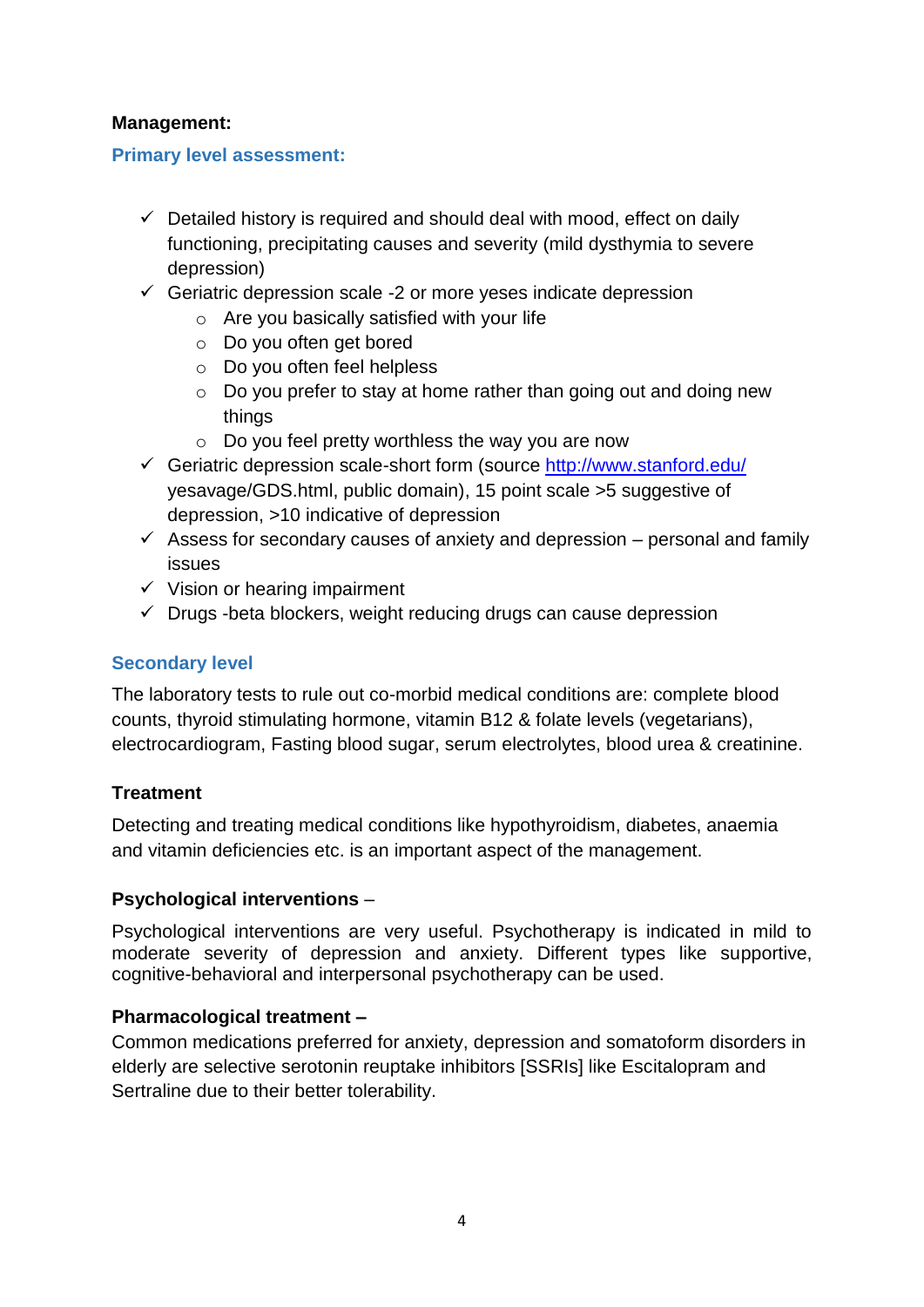**Management:**

## Primary level assessment:

- ✓ Detailed history is required and should deal with mood, effect on daily functioning, precipitating causes and severity (mild dysthymia to severe depression)
- ✓ Geriatric depression scale -2 or more yeses indicate depression
  - Are you basically satisfied with your life
  - Do you often get bored
  - Do you often feel helpless
  - Do you prefer to stay at home rather than going out and doing new things
  - Do you feel pretty worthless the way you are now
- ✓ Geriatric depression scale-short form (source http://www.stanford.edu/ yesavage/GDS.html, public domain), 15 point scale >5 suggestive of depression, >10 indicative of depression
- ✓ Assess for secondary causes of anxiety and depression – personal and family issues
- ✓ Vision or hearing impairment
- ✓ Drugs -beta blockers, weight reducing drugs can cause depression

## Secondary level

The laboratory tests to rule out co-morbid medical conditions are: complete blood counts, thyroid stimulating hormone, vitamin B12 & folate levels (vegetarians), electrocardiogram, Fasting blood sugar, serum electrolytes, blood urea & creatinine.

**Treatment**

Detecting and treating medical conditions like hypothyroidism, diabetes, anaemia and vitamin deficiencies etc. is an important aspect of the management.

**Psychological interventions** –

Psychological interventions are very useful. Psychotherapy is indicated in mild to moderate severity of depression and anxiety. Different types like supportive, cognitive-behavioral and interpersonal psychotherapy can be used.

**Pharmacological treatment –**

Common medications preferred for anxiety, depression and somatoform disorders in elderly are selective serotonin reuptake inhibitors [SSRIs] like Escitalopram and Sertraline due to their better tolerability.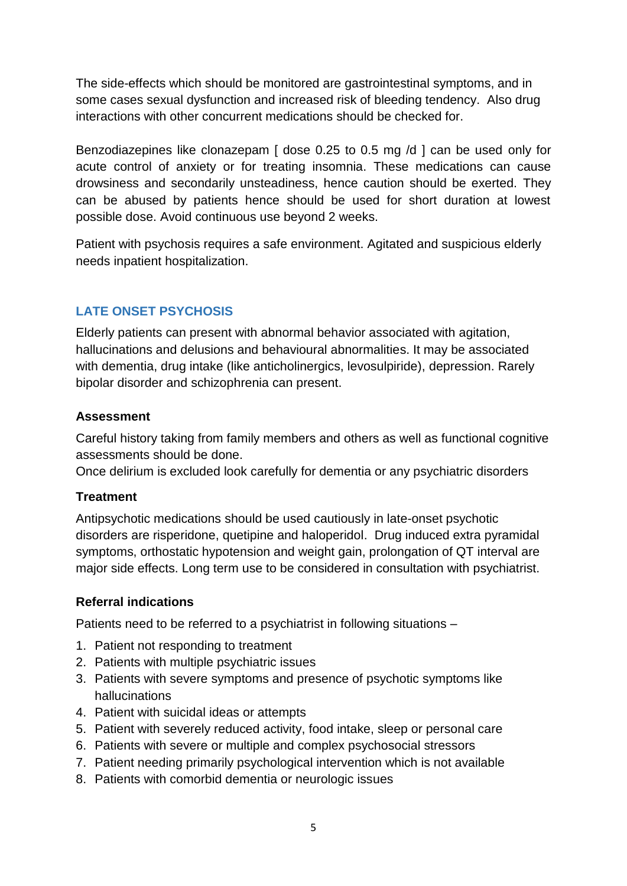The side-effects which should be monitored are gastrointestinal symptoms, and in some cases sexual dysfunction and increased risk of bleeding tendency. Also drug interactions with other concurrent medications should be checked for.

Benzodiazepines like clonazepam [ dose 0.25 to 0.5 mg /d ] can be used only for acute control of anxiety or for treating insomnia. These medications can cause drowsiness and secondarily unsteadiness, hence caution should be exerted. They can be abused by patients hence should be used for short duration at lowest possible dose. Avoid continuous use beyond 2 weeks.

Patient with psychosis requires a safe environment. Agitated and suspicious elderly needs inpatient hospitalization.

## LATE ONSET PSYCHOSIS

Elderly patients can present with abnormal behavior associated with agitation, hallucinations and delusions and behavioural abnormalities. It may be associated with dementia, drug intake (like anticholinergics, levosulpiride), depression. Rarely bipolar disorder and schizophrenia can present.

### Assessment

Careful history taking from family members and others as well as functional cognitive assessments should be done.
Once delirium is excluded look carefully for dementia or any psychiatric disorders

### Treatment

Antipsychotic medications should be used cautiously in late-onset psychotic disorders are risperidone, quetipine and haloperidol. Drug induced extra pyramidal symptoms, orthostatic hypotension and weight gain, prolongation of QT interval are major side effects. Long term use to be considered in consultation with psychiatrist.

### Referral indications

Patients need to be referred to a psychiatrist in following situations –

1. Patient not responding to treatment
2. Patients with multiple psychiatric issues
3. Patients with severe symptoms and presence of psychotic symptoms like hallucinations
4. Patient with suicidal ideas or attempts
5. Patient with severely reduced activity, food intake, sleep or personal care
6. Patients with severe or multiple and complex psychosocial stressors
7. Patient needing primarily psychological intervention which is not available
8. Patients with comorbid dementia or neurologic issues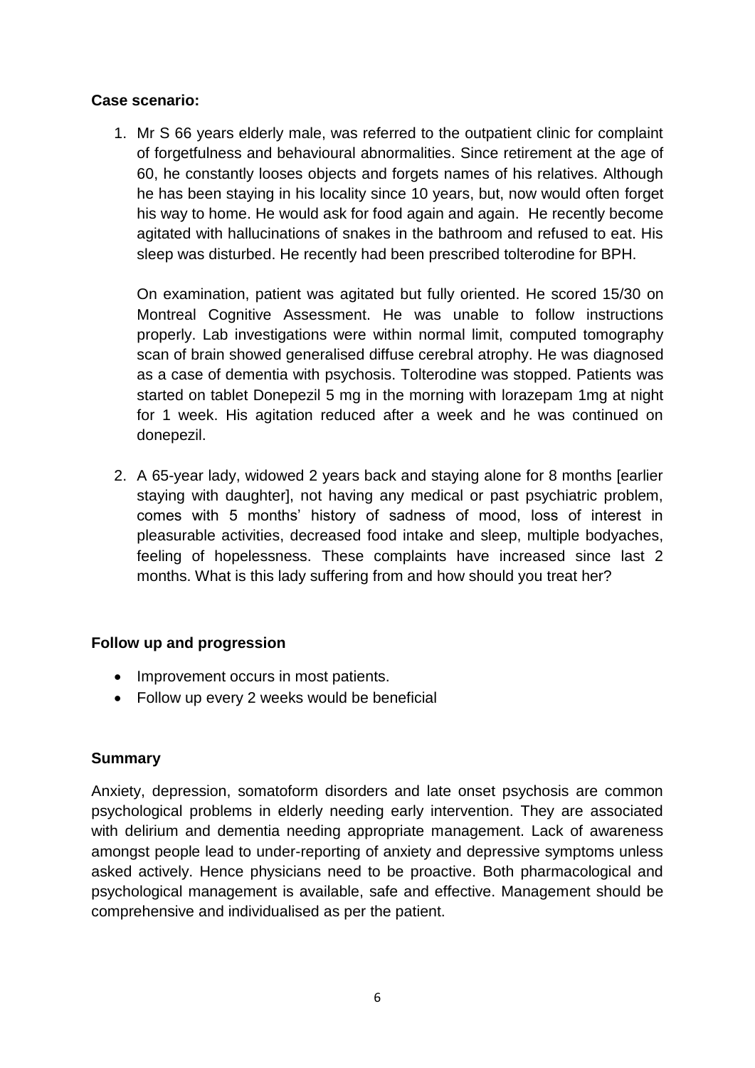**Case scenario:**

1. Mr S 66 years elderly male, was referred to the outpatient clinic for complaint of forgetfulness and behavioural abnormalities. Since retirement at the age of 60, he constantly looses objects and forgets names of his relatives. Although he has been staying in his locality since 10 years, but, now would often forget his way to home. He would ask for food again and again. He recently become agitated with hallucinations of snakes in the bathroom and refused to eat. His sleep was disturbed. He recently had been prescribed tolterodine for BPH.

   On examination, patient was agitated but fully oriented. He scored 15/30 on Montreal Cognitive Assessment. He was unable to follow instructions properly. Lab investigations were within normal limit, computed tomography scan of brain showed generalised diffuse cerebral atrophy. He was diagnosed as a case of dementia with psychosis. Tolterodine was stopped. Patients was started on tablet Donepezil 5 mg in the morning with lorazepam 1mg at night for 1 week. His agitation reduced after a week and he was continued on donepezil.

2. A 65-year lady, widowed 2 years back and staying alone for 8 months [earlier staying with daughter], not having any medical or past psychiatric problem, comes with 5 months' history of sadness of mood, loss of interest in pleasurable activities, decreased food intake and sleep, multiple bodyaches, feeling of hopelessness. These complaints have increased since last 2 months. What is this lady suffering from and how should you treat her?

**Follow up and progression**

- Improvement occurs in most patients.
- Follow up every 2 weeks would be beneficial

**Summary**

Anxiety, depression, somatoform disorders and late onset psychosis are common psychological problems in elderly needing early intervention. They are associated with delirium and dementia needing appropriate management. Lack of awareness amongst people lead to under-reporting of anxiety and depressive symptoms unless asked actively. Hence physicians need to be proactive. Both pharmacological and psychological management is available, safe and effective. Management should be comprehensive and individualised as per the patient.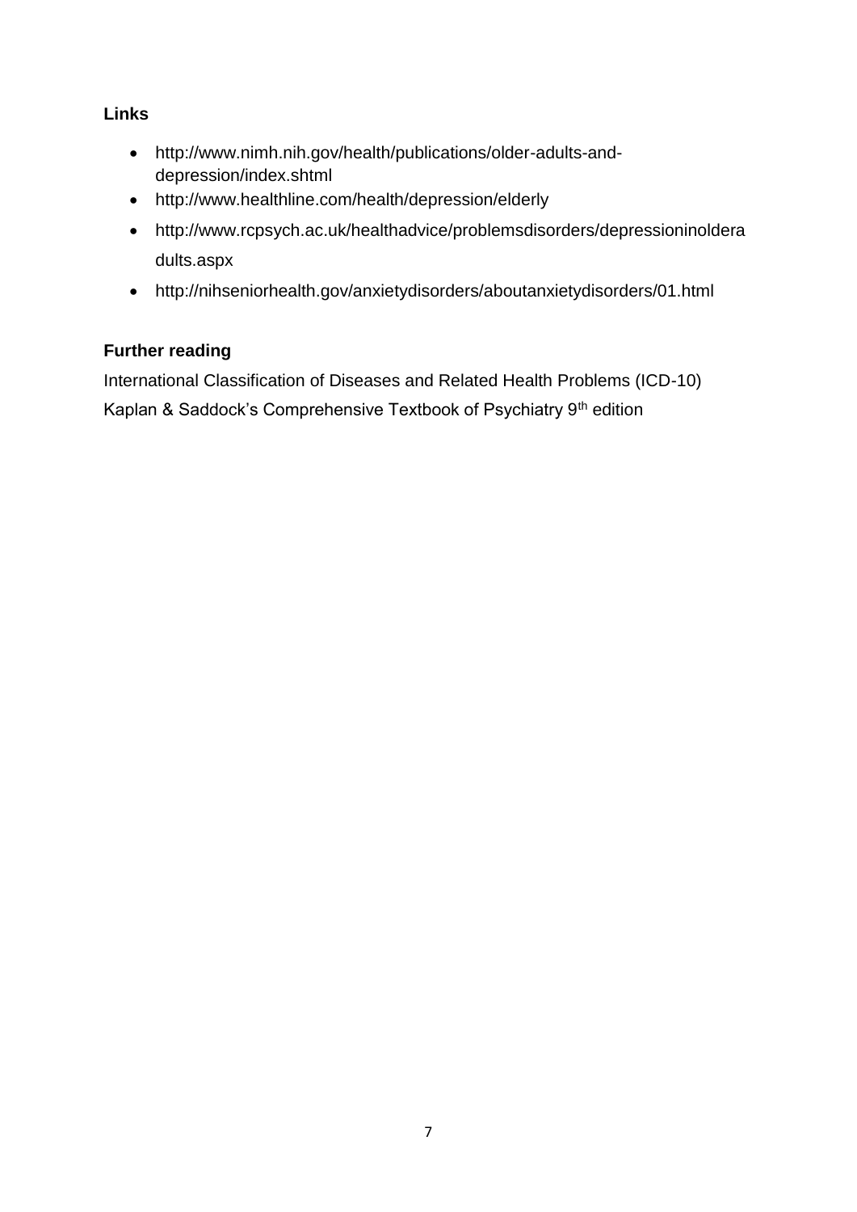## Links

- http://www.nimh.nih.gov/health/publications/older-adults-and-depression/index.shtml
- http://www.healthline.com/health/depression/elderly
- http://www.rcpsych.ac.uk/healthadvice/problemsdisorders/depressioninolderadults.aspx
- http://nihseniorhealth.gov/anxietydisorders/aboutanxietydisorders/01.html

## Further reading

International Classification of Diseases and Related Health Problems (ICD-10)
Kaplan & Saddock's Comprehensive Textbook of Psychiatry 9th edition